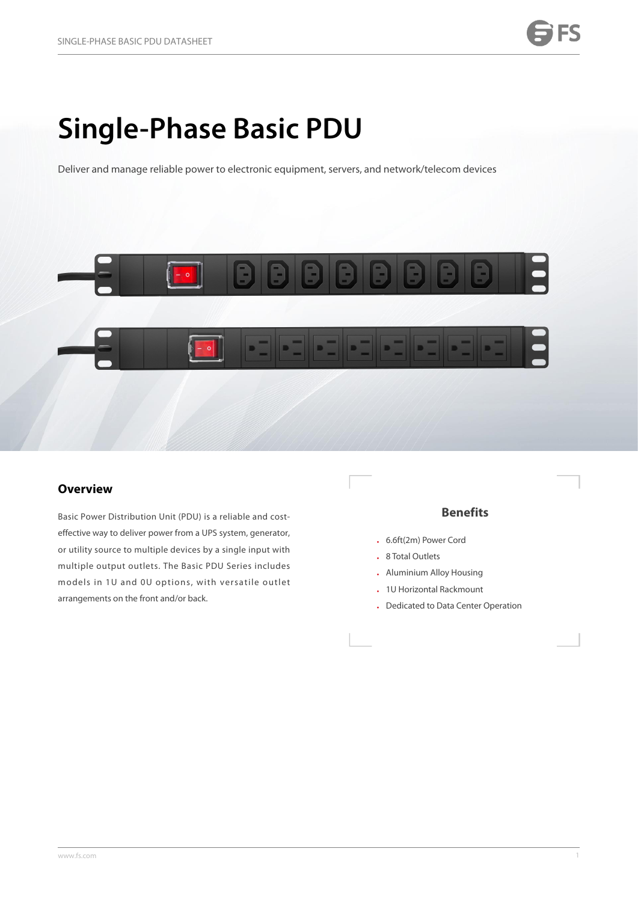# Single-Phase Basic PDU

Deliver and manage reliable power to electronic equipment, servers, and network/telecom devices

## Overview

Basic Power Distribution Unit (PDU) is a reliable and cost-effective way to deliver power from a UPS system, generator, or utility source to multiple devices by a single input with multiple output outlets. The Basic PDU Series includes models in 1U and 0U options, with versatile outlet arrangements on the front and/or back.

## Benefits

- 6.6ft(2m) Power Cord
- 8 Total Outlets
- Aluminium Alloy Housing
- 1U Horizontal Rackmount
- Dedicated to Data Center Operation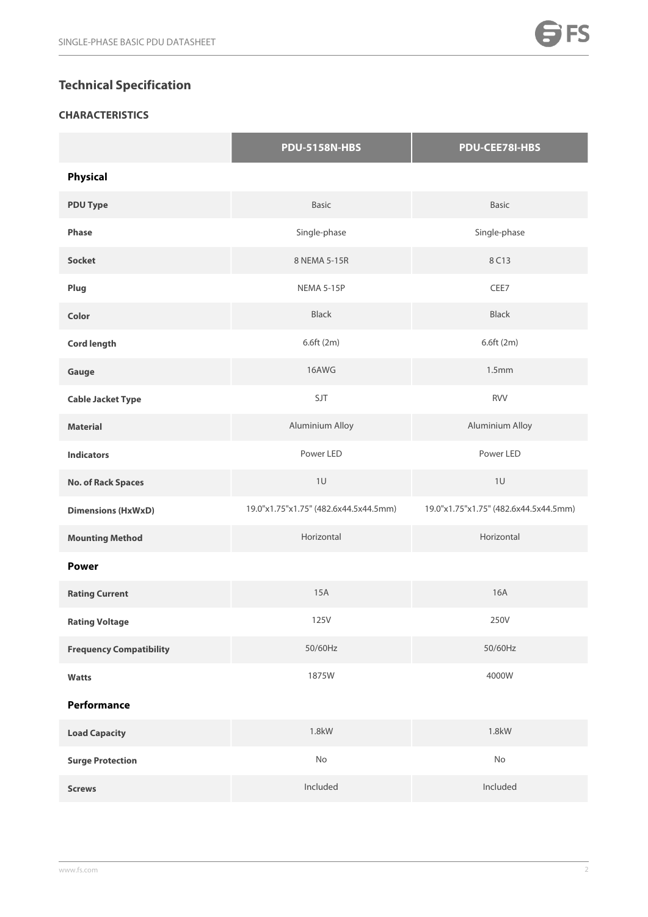## Technical Specification

### CHARACTERISTICS

| | PDU-5158N-HBS | PDU-CEE78I-HBS |
|---|---|---|
| **Physical** | | |
| **PDU Type** | Basic | Basic |
| **Phase** | Single-phase | Single-phase |
| **Socket** | 8 NEMA 5-15R | 8 C13 |
| **Plug** | NEMA 5-15P | CEE7 |
| **Color** | Black | Black |
| **Cord length** | 6.6ft (2m) | 6.6ft (2m) |
| **Gauge** | 16AWG | 1.5mm |
| **Cable Jacket Type** | SJT | RVV |
| **Material** | Aluminium Alloy | Aluminium Alloy |
| **Indicators** | Power LED | Power LED |
| **No. of Rack Spaces** | 1U | 1U |
| **Dimensions (HxWxD)** | 19.0"x1.75"x1.75" (482.6x44.5x44.5mm) | 19.0"x1.75"x1.75" (482.6x44.5x44.5mm) |
| **Mounting Method** | Horizontal | Horizontal |
| **Power** | | |
| **Rating Current** | 15A | 16A |
| **Rating Voltage** | 125V | 250V |
| **Frequency Compatibility** | 50/60Hz | 50/60Hz |
| **Watts** | 1875W | 4000W |
| **Performance** | | |
| **Load Capacity** | 1.8kW | 1.8kW |
| **Surge Protection** | No | No |
| **Screws** | Included | Included |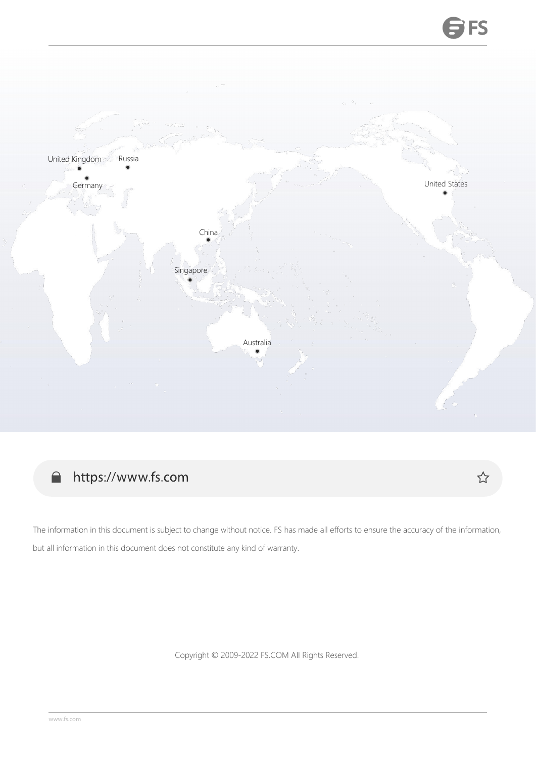United Kingdom

Russia

Germany

United States

China

Singapore

Australia

https://www.fs.com

The information in this document is subject to change without notice. FS has made all efforts to ensure the accuracy of the information, but all information in this document does not constitute any kind of warranty.

Copyright © 2009-2022 FS.COM All Rights Reserved.